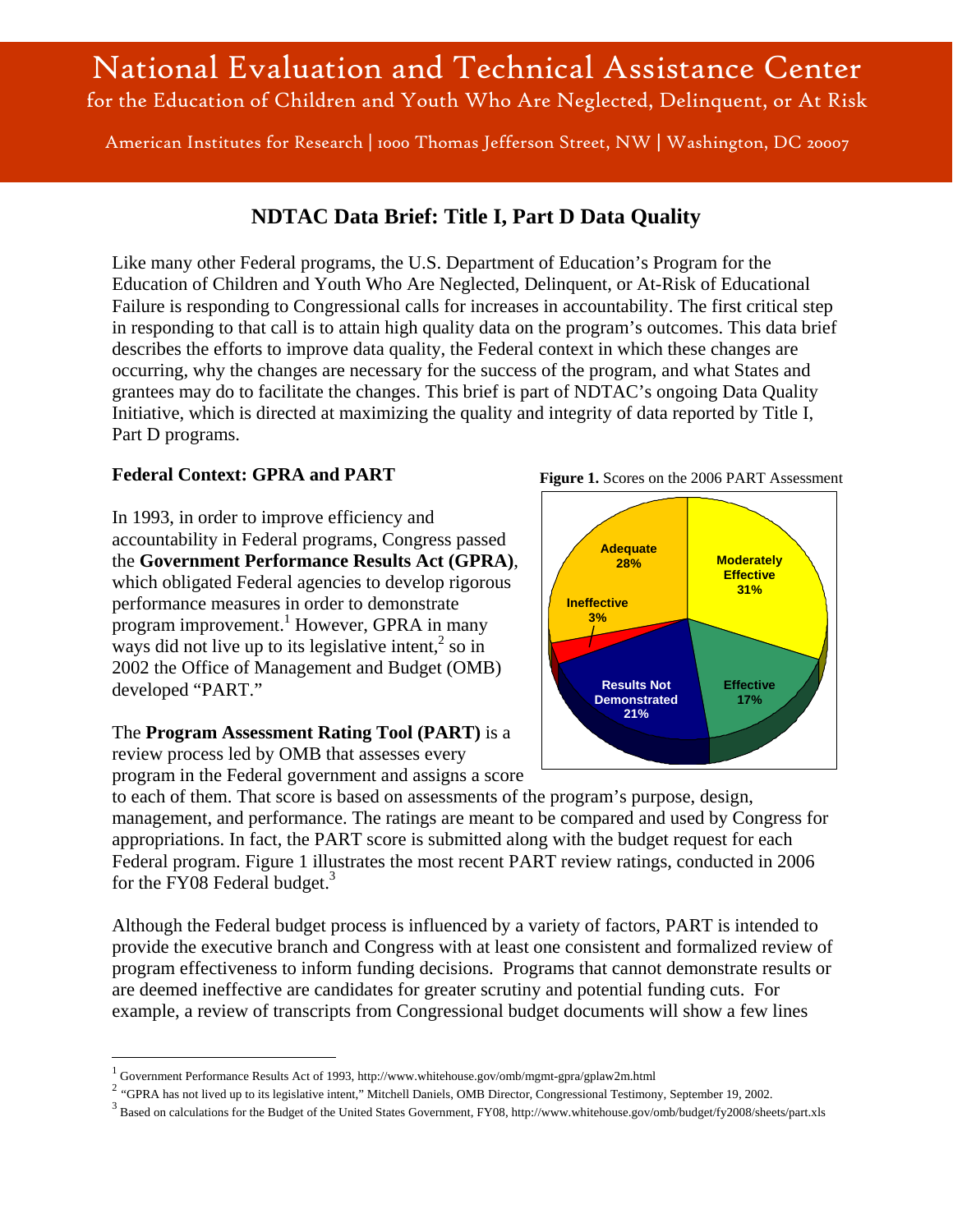# National Evaluation and Technical Assistance Center

for the Education of Children and Youth Who Are Neglected, Delinquent, or At Risk

American Institutes for Research | 1000 Thomas Jefferson Street, NW | Washington, DC 20007

## NDTAC Data Brief: Title I, Part D Data Quality

Like many other Federal programs, the U.S. Department of Education's Program for the Education of Children and Youth Who Are Neglected, Delinquent, or At-Risk of Educational Failure is responding to Congressional calls for increases in accountability. The first critical step in responding to that call is to attain high quality data on the program's outcomes. This data brief describes the efforts to improve data quality, the Federal context in which these changes are occurring, why the changes are necessary for the success of the program, and what States and grantees may do to facilitate the changes. This brief is part of NDTAC's ongoing Data Quality Initiative, which is directed at maximizing the quality and integrity of data reported by Title I, Part D programs.

### Federal Context: GPRA and PART

In 1993, in order to improve efficiency and accountability in Federal programs, Congress passed the **Government Performance Results Act (GPRA)**, which obligated Federal agencies to develop rigorous performance measures in order to demonstrate program improvement.[1] However, GPRA in many ways did not live up to its legislative intent,[2] so in 2002 the Office of Management and Budget (OMB) developed "PART."

**Figure 1.** Scores on the 2006 PART Assessment

| Rating | Percent |
|---|---|
| Moderately Effective | 31% |
| Effective | 17% |
| Results Not Demonstrated | 21% |
| Ineffective | 3% |
| Adequate | 28% |

The **Program Assessment Rating Tool (PART)** is a review process led by OMB that assesses every program in the Federal government and assigns a score to each of them. That score is based on assessments of the program's purpose, design, management, and performance. The ratings are meant to be compared and used by Congress for appropriations. In fact, the PART score is submitted along with the budget request for each Federal program. Figure 1 illustrates the most recent PART review ratings, conducted in 2006 for the FY08 Federal budget.[3]

Although the Federal budget process is influenced by a variety of factors, PART is intended to provide the executive branch and Congress with at least one consistent and formalized review of program effectiveness to inform funding decisions. Programs that cannot demonstrate results or are deemed ineffective are candidates for greater scrutiny and potential funding cuts. For example, a review of transcripts from Congressional budget documents will show a few lines

---

[1] Government Performance Results Act of 1993, http://www.whitehouse.gov/omb/mgmt-gpra/gplaw2m.html

[2] "GPRA has not lived up to its legislative intent," Mitchell Daniels, OMB Director, Congressional Testimony, September 19, 2002.

[3] Based on calculations for the Budget of the United States Government, FY08, http://www.whitehouse.gov/omb/budget/fy2008/sheets/part.xls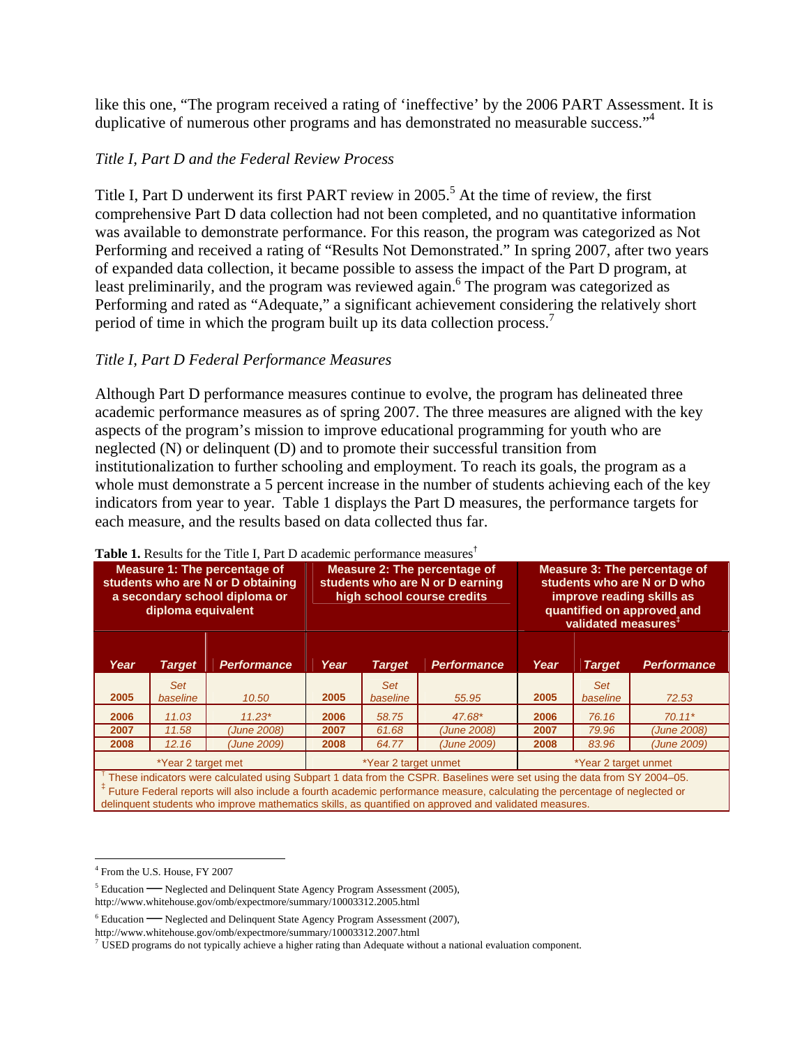like this one, "The program received a rating of 'ineffective' by the 2006 PART Assessment. It is duplicative of numerous other programs and has demonstrated no measurable success."[4]

*Title I, Part D and the Federal Review Process*

Title I, Part D underwent its first PART review in 2005.[5] At the time of review, the first comprehensive Part D data collection had not been completed, and no quantitative information was available to demonstrate performance. For this reason, the program was categorized as Not Performing and received a rating of "Results Not Demonstrated." In spring 2007, after two years of expanded data collection, it became possible to assess the impact of the Part D program, at least preliminarily, and the program was reviewed again.[6] The program was categorized as Performing and rated as "Adequate," a significant achievement considering the relatively short period of time in which the program built up its data collection process.[7]

*Title I, Part D Federal Performance Measures*

Although Part D performance measures continue to evolve, the program has delineated three academic performance measures as of spring 2007. The three measures are aligned with the key aspects of the program's mission to improve educational programming for youth who are neglected (N) or delinquent (D) and to promote their successful transition from institutionalization to further schooling and employment. To reach its goals, the program as a whole must demonstrate a 5 percent increase in the number of students achieving each of the key indicators from year to year. Table 1 displays the Part D measures, the performance targets for each measure, and the results based on data collected thus far.

**Table 1.** Results for the Title I, Part D academic performance measures[†]

| Measure 1: The percentage of students who are N or D obtaining a secondary school diploma or diploma equivalent | | | Measure 2: The percentage of students who are N or D earning high school course credits | | | Measure 3: The percentage of students who are N or D who improve reading skills as quantified on approved and validated measures[‡] | | |
|---|---|---|---|---|---|---|---|---|
| **Year** | **Target** | **Performance** | **Year** | **Target** | **Performance** | **Year** | **Target** | **Performance** |
| 2005 | Set baseline | 10.50 | 2005 | Set baseline | 55.95 | 2005 | Set baseline | 72.53 |
| 2006 | 11.03 | 11.23* | 2006 | 58.75 | 47.68* | 2006 | 76.16 | 70.11* |
| 2007 | 11.58 | (June 2008) | 2007 | 61.68 | (June 2008) | 2007 | 79.96 | (June 2008) |
| 2008 | 12.16 | (June 2009) | 2008 | 64.77 | (June 2009) | 2008 | 83.96 | (June 2009) |
| *Year 2 target met | | | *Year 2 target unmet | | | *Year 2 target unmet | | |

[†] These indicators were calculated using Subpart 1 data from the CSPR. Baselines were set using the data from SY 2004–05.
[‡] Future Federal reports will also include a fourth academic performance measure, calculating the percentage of neglected or delinquent students who improve mathematics skills, as quantified on approved and validated measures.

---

[4] From the U.S. House, FY 2007

[5] Education — Neglected and Delinquent State Agency Program Assessment (2005), http://www.whitehouse.gov/omb/expectmore/summary/10003312.2005.html

[6] Education — Neglected and Delinquent State Agency Program Assessment (2007), http://www.whitehouse.gov/omb/expectmore/summary/10003312.2007.html

[7] USED programs do not typically achieve a higher rating than Adequate without a national evaluation component.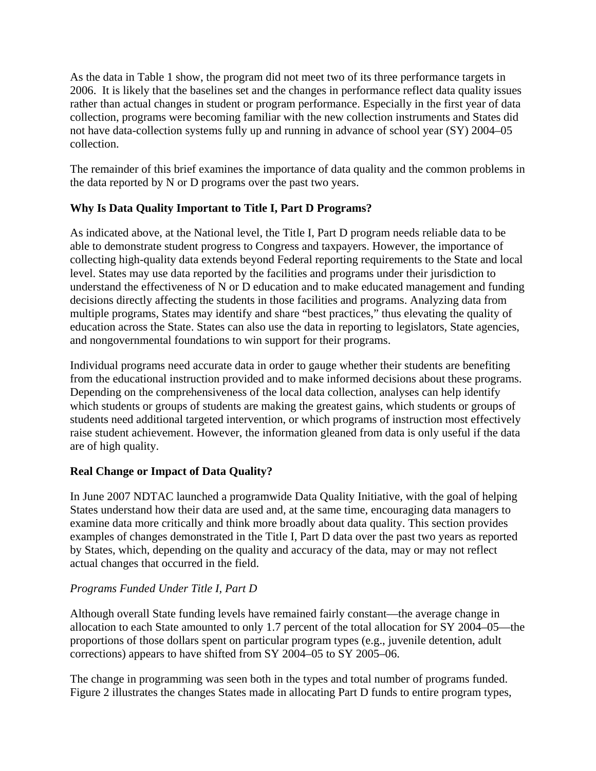As the data in Table 1 show, the program did not meet two of its three performance targets in 2006. It is likely that the baselines set and the changes in performance reflect data quality issues rather than actual changes in student or program performance. Especially in the first year of data collection, programs were becoming familiar with the new collection instruments and States did not have data-collection systems fully up and running in advance of school year (SY) 2004–05 collection.

The remainder of this brief examines the importance of data quality and the common problems in the data reported by N or D programs over the past two years.

**Why Is Data Quality Important to Title I, Part D Programs?**

As indicated above, at the National level, the Title I, Part D program needs reliable data to be able to demonstrate student progress to Congress and taxpayers. However, the importance of collecting high-quality data extends beyond Federal reporting requirements to the State and local level. States may use data reported by the facilities and programs under their jurisdiction to understand the effectiveness of N or D education and to make educated management and funding decisions directly affecting the students in those facilities and programs. Analyzing data from multiple programs, States may identify and share "best practices," thus elevating the quality of education across the State. States can also use the data in reporting to legislators, State agencies, and nongovernmental foundations to win support for their programs.

Individual programs need accurate data in order to gauge whether their students are benefiting from the educational instruction provided and to make informed decisions about these programs. Depending on the comprehensiveness of the local data collection, analyses can help identify which students or groups of students are making the greatest gains, which students or groups of students need additional targeted intervention, or which programs of instruction most effectively raise student achievement. However, the information gleaned from data is only useful if the data are of high quality.

**Real Change or Impact of Data Quality?**

In June 2007 NDTAC launched a programwide Data Quality Initiative, with the goal of helping States understand how their data are used and, at the same time, encouraging data managers to examine data more critically and think more broadly about data quality. This section provides examples of changes demonstrated in the Title I, Part D data over the past two years as reported by States, which, depending on the quality and accuracy of the data, may or may not reflect actual changes that occurred in the field.

*Programs Funded Under Title I, Part D*

Although overall State funding levels have remained fairly constant—the average change in allocation to each State amounted to only 1.7 percent of the total allocation for SY 2004–05—the proportions of those dollars spent on particular program types (e.g., juvenile detention, adult corrections) appears to have shifted from SY 2004–05 to SY 2005–06.

The change in programming was seen both in the types and total number of programs funded. Figure 2 illustrates the changes States made in allocating Part D funds to entire program types,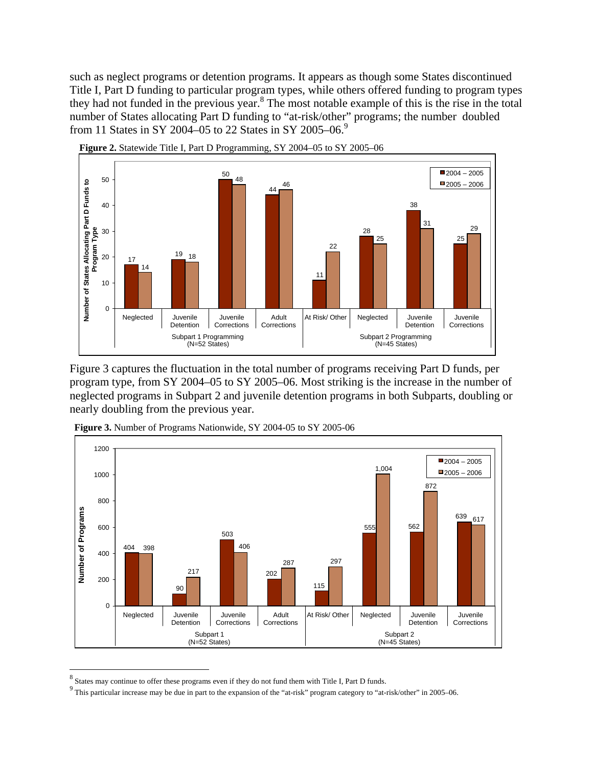such as neglect programs or detention programs. It appears as though some States discontinued Title I, Part D funding to particular program types, while others offered funding to program types they had not funded in the previous year.[8] The most notable example of this is the rise in the total number of States allocating Part D funding to "at-risk/other" programs; the number doubled from 11 States in SY 2004–05 to 22 States in SY 2005–06.[9]

**Figure 2.** Statewide Title I, Part D Programming, SY 2004–05 to SY 2005–06

| Subpart | Program Type | 2004 – 2005 | 2005 – 2006 |
|---|---|---|---|
| Subpart 1 Programming (N=52 States) | Neglected | 17 | 14 |
| | Juvenile Detention | 19 | 18 |
| | Juvenile Corrections | 50 | 48 |
| | Adult Corrections | 44 | 46 |
| | At Risk/ Other | 11 | 22 |
| Subpart 2 Programming (N=45 States) | Neglected | 28 | 25 |
| | Juvenile Detention | 38 | 31 |
| | Juvenile Corrections | 25 | 29 |

Figure 3 captures the fluctuation in the total number of programs receiving Part D funds, per program type, from SY 2004–05 to SY 2005–06. Most striking is the increase in the number of neglected programs in Subpart 2 and juvenile detention programs in both Subparts, doubling or nearly doubling from the previous year.

**Figure 3.** Number of Programs Nationwide, SY 2004-05 to SY 2005-06

| Subpart | Program Type | 2004 – 2005 | 2005 – 2006 |
|---|---|---|---|
| Subpart 1 (N=52 States) | Neglected | 404 | 398 |
| | Juvenile Detention | 90 | 217 |
| | Juvenile Corrections | 503 | 406 |
| | Adult Corrections | 202 | 287 |
| Subpart 2 (N=45 States) | At Risk/ Other | 115 | 297 |
| | Neglected | 555 | 1,004 |
| | Juvenile Detention | 562 | 872 |
| | Juvenile Corrections | 639 | 617 |

[8] States may continue to offer these programs even if they do not fund them with Title I, Part D funds.

[9] This particular increase may be due in part to the expansion of the "at-risk" program category to "at-risk/other" in 2005–06.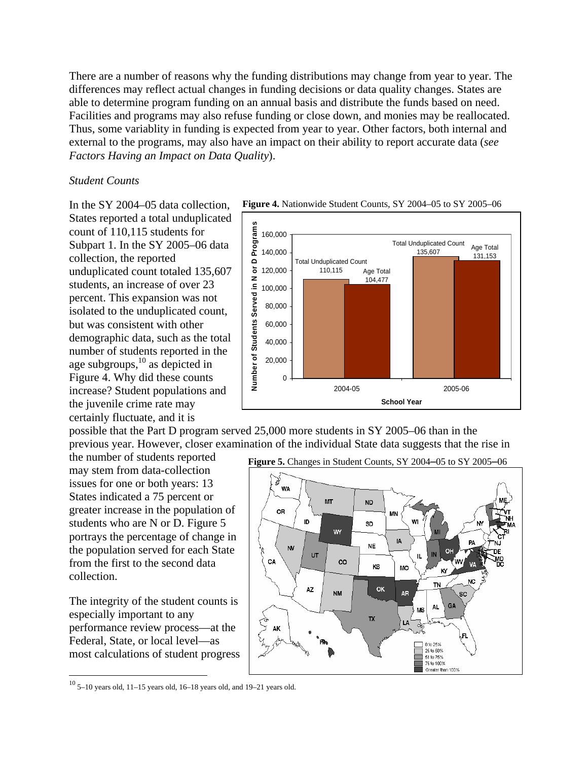There are a number of reasons why the funding distributions may change from year to year. The differences may reflect actual changes in funding decisions or data quality changes. States are able to determine program funding on an annual basis and distribute the funds based on need. Facilities and programs may also refuse funding or close down, and monies may be reallocated. Thus, some variablity in funding is expected from year to year. Other factors, both internal and external to the programs, may also have an impact on their ability to report accurate data (*see Factors Having an Impact on Data Quality*).

*Student Counts*

In the SY 2004–05 data collection, States reported a total unduplicated count of 110,115 students for Subpart 1. In the SY 2005–06 data collection, the reported unduplicated count totaled 135,607 students, an increase of over 23 percent. This expansion was not isolated to the unduplicated count, but was consistent with other demographic data, such as the total number of students reported in the age subgroups,[10] as depicted in Figure 4. Why did these counts increase? Student populations and the juvenile crime rate may certainly fluctuate, and it is possible that the Part D program served 25,000 more students in SY 2005–06 than in the previous year. However, closer examination of the individual State data suggests that the rise in the number of students reported may stem from data-collection issues for one or both years: 13 States indicated a 75 percent or greater increase in the population of students who are N or D. Figure 5 portrays the percentage of change in the population served for each State from the first to the second data collection.

**Figure 4.** Nationwide Student Counts, SY 2004–05 to SY 2005–06

| School Year | Total Unduplicated Count | Age Total |
|---|---|---|
| 2004-05 | 110,115 | 104,477 |
| 2005-06 | 135,607 | 131,153 |

**Figure 5.** Changes in Student Counts, SY 2004–05 to SY 2005–06

The integrity of the student counts is especially important to any performance review process—at the Federal, State, or local level—as most calculations of student progress

[10] 5–10 years old, 11–15 years old, 16–18 years old, and 19–21 years old.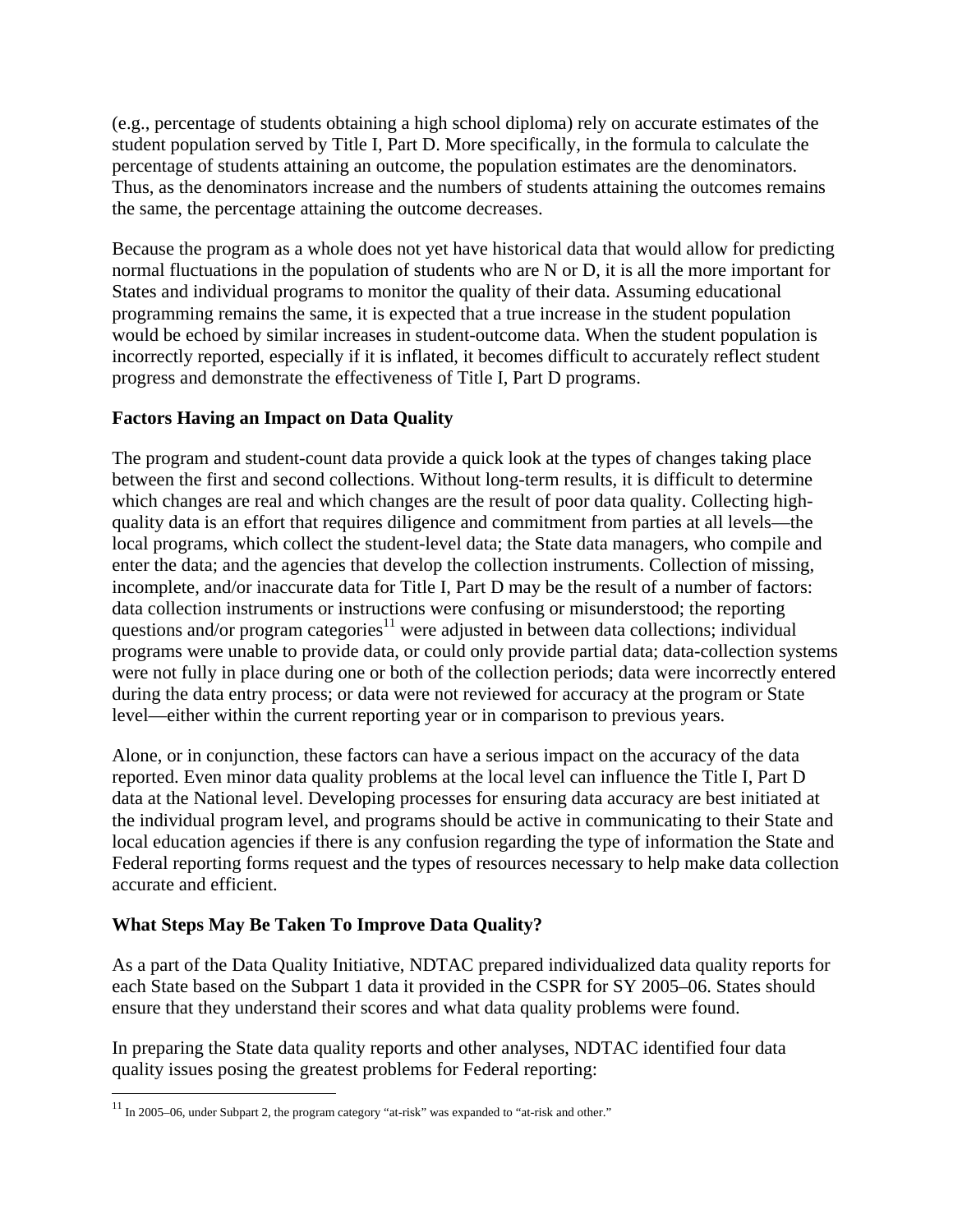(e.g., percentage of students obtaining a high school diploma) rely on accurate estimates of the student population served by Title I, Part D. More specifically, in the formula to calculate the percentage of students attaining an outcome, the population estimates are the denominators. Thus, as the denominators increase and the numbers of students attaining the outcomes remains the same, the percentage attaining the outcome decreases.

Because the program as a whole does not yet have historical data that would allow for predicting normal fluctuations in the population of students who are N or D, it is all the more important for States and individual programs to monitor the quality of their data. Assuming educational programming remains the same, it is expected that a true increase in the student population would be echoed by similar increases in student-outcome data. When the student population is incorrectly reported, especially if it is inflated, it becomes difficult to accurately reflect student progress and demonstrate the effectiveness of Title I, Part D programs.

### Factors Having an Impact on Data Quality

The program and student-count data provide a quick look at the types of changes taking place between the first and second collections. Without long-term results, it is difficult to determine which changes are real and which changes are the result of poor data quality. Collecting high-quality data is an effort that requires diligence and commitment from parties at all levels—the local programs, which collect the student-level data; the State data managers, who compile and enter the data; and the agencies that develop the collection instruments. Collection of missing, incomplete, and/or inaccurate data for Title I, Part D may be the result of a number of factors: data collection instruments or instructions were confusing or misunderstood; the reporting questions and/or program categories[11] were adjusted in between data collections; individual programs were unable to provide data, or could only provide partial data; data-collection systems were not fully in place during one or both of the collection periods; data were incorrectly entered during the data entry process; or data were not reviewed for accuracy at the program or State level—either within the current reporting year or in comparison to previous years.

Alone, or in conjunction, these factors can have a serious impact on the accuracy of the data reported. Even minor data quality problems at the local level can influence the Title I, Part D data at the National level. Developing processes for ensuring data accuracy are best initiated at the individual program level, and programs should be active in communicating to their State and local education agencies if there is any confusion regarding the type of information the State and Federal reporting forms request and the types of resources necessary to help make data collection accurate and efficient.

### What Steps May Be Taken To Improve Data Quality?

As a part of the Data Quality Initiative, NDTAC prepared individualized data quality reports for each State based on the Subpart 1 data it provided in the CSPR for SY 2005–06. States should ensure that they understand their scores and what data quality problems were found.

In preparing the State data quality reports and other analyses, NDTAC identified four data quality issues posing the greatest problems for Federal reporting:

[11] In 2005–06, under Subpart 2, the program category "at-risk" was expanded to "at-risk and other."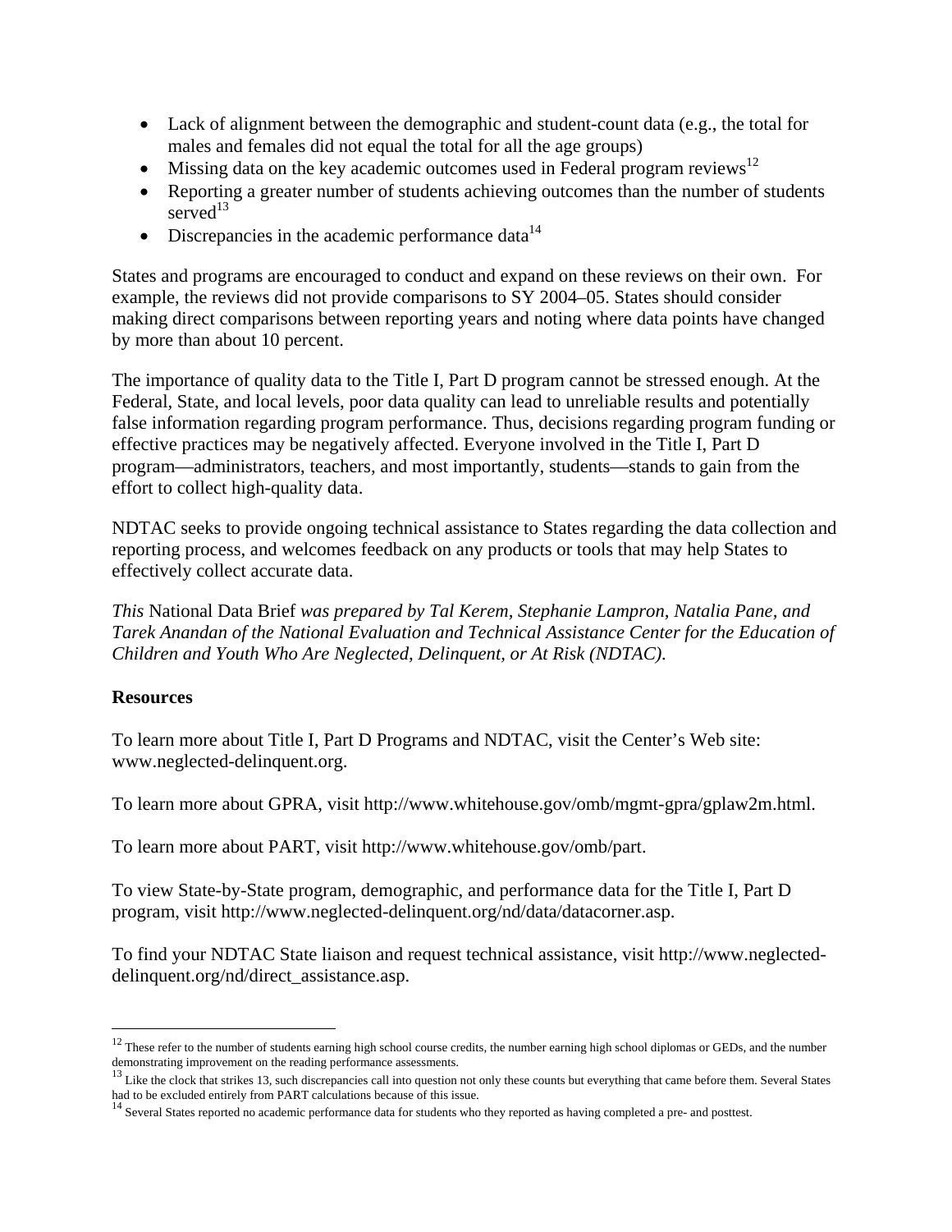- Lack of alignment between the demographic and student-count data (e.g., the total for males and females did not equal the total for all the age groups)
- Missing data on the key academic outcomes used in Federal program reviews[12]
- Reporting a greater number of students achieving outcomes than the number of students served[13]
- Discrepancies in the academic performance data[14]

States and programs are encouraged to conduct and expand on these reviews on their own. For example, the reviews did not provide comparisons to SY 2004–05. States should consider making direct comparisons between reporting years and noting where data points have changed by more than about 10 percent.

The importance of quality data to the Title I, Part D program cannot be stressed enough. At the Federal, State, and local levels, poor data quality can lead to unreliable results and potentially false information regarding program performance. Thus, decisions regarding program funding or effective practices may be negatively affected. Everyone involved in the Title I, Part D program—administrators, teachers, and most importantly, students—stands to gain from the effort to collect high-quality data.

NDTAC seeks to provide ongoing technical assistance to States regarding the data collection and reporting process, and welcomes feedback on any products or tools that may help States to effectively collect accurate data.

*This* National Data Brief *was prepared by Tal Kerem, Stephanie Lampron, Natalia Pane, and Tarek Anandan of the National Evaluation and Technical Assistance Center for the Education of Children and Youth Who Are Neglected, Delinquent, or At Risk (NDTAC).*

**Resources**

To learn more about Title I, Part D Programs and NDTAC, visit the Center's Web site: www.neglected-delinquent.org.

To learn more about GPRA, visit http://www.whitehouse.gov/omb/mgmt-gpra/gplaw2m.html.

To learn more about PART, visit http://www.whitehouse.gov/omb/part.

To view State-by-State program, demographic, and performance data for the Title I, Part D program, visit http://www.neglected-delinquent.org/nd/data/datacorner.asp.

To find your NDTAC State liaison and request technical assistance, visit http://www.neglected-delinquent.org/nd/direct_assistance.asp.

---

[12] These refer to the number of students earning high school course credits, the number earning high school diplomas or GEDs, and the number demonstrating improvement on the reading performance assessments.

[13] Like the clock that strikes 13, such discrepancies call into question not only these counts but everything that came before them. Several States had to be excluded entirely from PART calculations because of this issue.

[14] Several States reported no academic performance data for students who they reported as having completed a pre- and posttest.